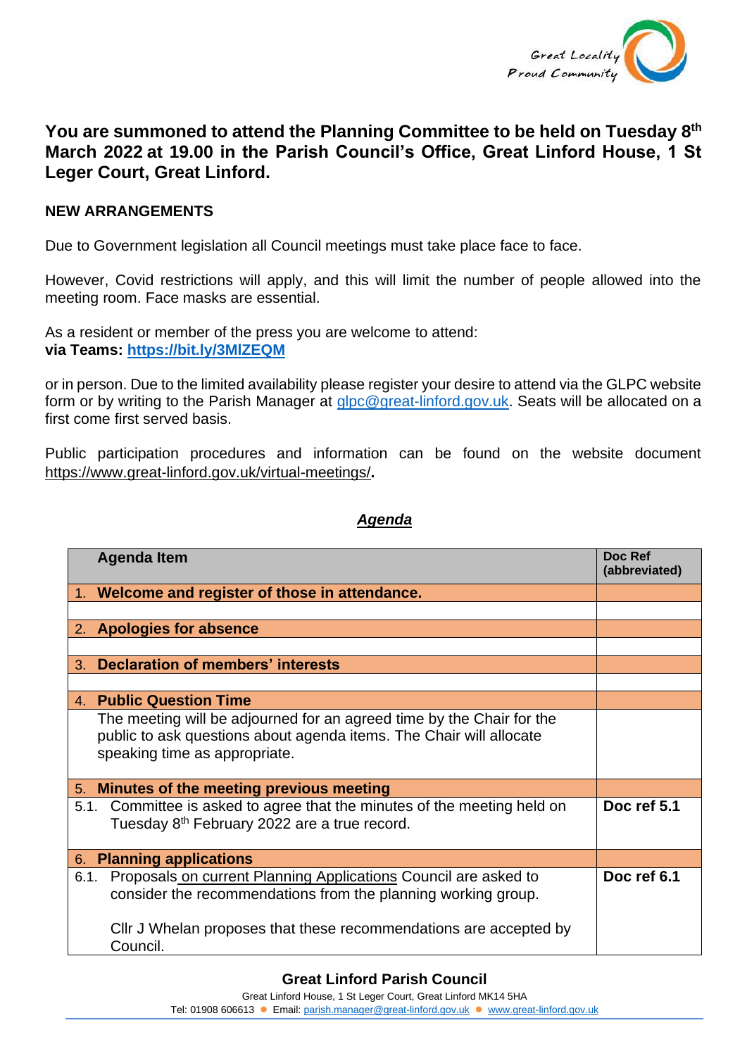Great Locality
Proud Community

## You are summoned to attend the Planning Committee to be held on Tuesday 8th March 2022 at 19.00 in the Parish Council's Office, Great Linford House, 1 St Leger Court, Great Linford.

**NEW ARRANGEMENTS**

Due to Government legislation all Council meetings must take place face to face.

However, Covid restrictions will apply, and this will limit the number of people allowed into the meeting room. Face masks are essential.

As a resident or member of the press you are welcome to attend:
**via Teams: https://bit.ly/3MlZEQM**

or in person. Due to the limited availability please register your desire to attend via the GLPC website form or by writing to the Parish Manager at glpc@great-linford.gov.uk. Seats will be allocated on a first come first served basis.

Public participation procedures and information can be found on the website document https://www.great-linford.gov.uk/virtual-meetings/.

### ***Agenda***

| Agenda Item | Doc Ref (abbreviated) |
|---|---|
| 1. **Welcome and register of those in attendance.** | |
| | |
| 2. **Apologies for absence** | |
| | |
| 3. **Declaration of members' interests** | |
| | |
| 4. **Public Question Time** | |
| The meeting will be adjourned for an agreed time by the Chair for the public to ask questions about agenda items. The Chair will allocate speaking time as appropriate. | |
| 5. **Minutes of the meeting previous meeting** | |
| 5.1. Committee is asked to agree that the minutes of the meeting held on Tuesday 8th February 2022 are a true record. | **Doc ref 5.1** |
| 6. **Planning applications** | |
| 6.1. Proposals on current Planning Applications Council are asked to consider the recommendations from the planning working group.<br><br>Cllr J Whelan proposes that these recommendations are accepted by Council. | **Doc ref 6.1** |

**Great Linford Parish Council**
Great Linford House, 1 St Leger Court, Great Linford MK14 5HA
Tel: 01908 606613 ● Email: parish.manager@great-linford.gov.uk ● www.great-linford.gov.uk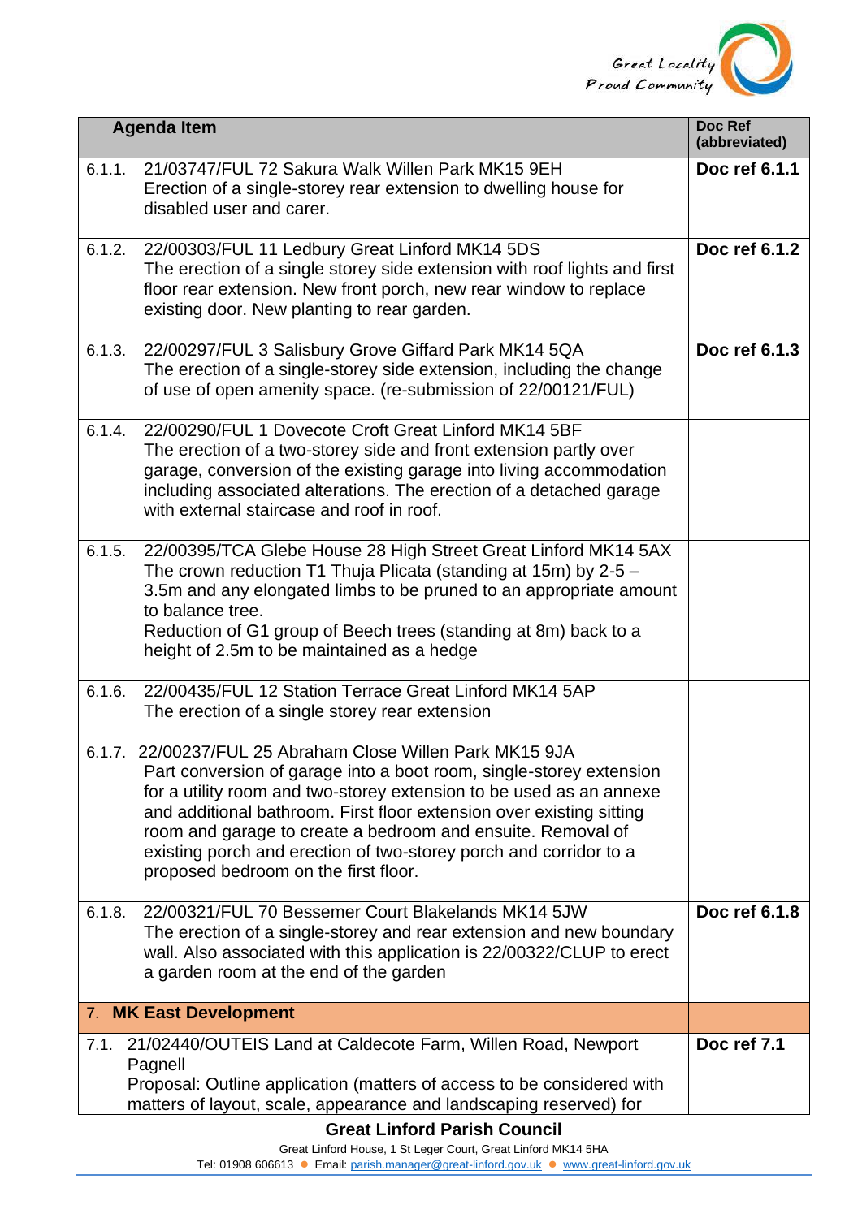| Agenda Item | Doc Ref (abbreviated) |
|---|---|
| 6.1.1. 21/03747/FUL 72 Sakura Walk Willen Park MK15 9EH<br>Erection of a single-storey rear extension to dwelling house for disabled user and carer. | **Doc ref 6.1.1** |
| 6.1.2. 22/00303/FUL 11 Ledbury Great Linford MK14 5DS<br>The erection of a single storey side extension with roof lights and first floor rear extension. New front porch, new rear window to replace existing door. New planting to rear garden. | **Doc ref 6.1.2** |
| 6.1.3. 22/00297/FUL 3 Salisbury Grove Giffard Park MK14 5QA<br>The erection of a single-storey side extension, including the change of use of open amenity space. (re-submission of 22/00121/FUL) | **Doc ref 6.1.3** |
| 6.1.4. 22/00290/FUL 1 Dovecote Croft Great Linford MK14 5BF<br>The erection of a two-storey side and front extension partly over garage, conversion of the existing garage into living accommodation including associated alterations. The erection of a detached garage with external staircase and roof in roof. | |
| 6.1.5. 22/00395/TCA Glebe House 28 High Street Great Linford MK14 5AX<br>The crown reduction T1 Thuja Plicata (standing at 15m) by 2-5 – 3.5m and any elongated limbs to be pruned to an appropriate amount to balance tree.<br>Reduction of G1 group of Beech trees (standing at 8m) back to a height of 2.5m to be maintained as a hedge | |
| 6.1.6. 22/00435/FUL 12 Station Terrace Great Linford MK14 5AP<br>The erection of a single storey rear extension | |
| 6.1.7. 22/00237/FUL 25 Abraham Close Willen Park MK15 9JA<br>Part conversion of garage into a boot room, single-storey extension for a utility room and two-storey extension to be used as an annexe and additional bathroom. First floor extension over existing sitting room and garage to create a bedroom and ensuite. Removal of existing porch and erection of two-storey porch and corridor to a proposed bedroom on the first floor. | |
| 6.1.8. 22/00321/FUL 70 Bessemer Court Blakelands MK14 5JW<br>The erection of a single-storey and rear extension and new boundary wall. Also associated with this application is 22/00322/CLUP to erect a garden room at the end of the garden | **Doc ref 6.1.8** |
| 7. **MK East Development** | |
| 7.1. 21/02440/OUTEIS Land at Caldecote Farm, Willen Road, Newport Pagnell<br>Proposal: Outline application (matters of access to be considered with matters of layout, scale, appearance and landscaping reserved) for | **Doc ref 7.1** |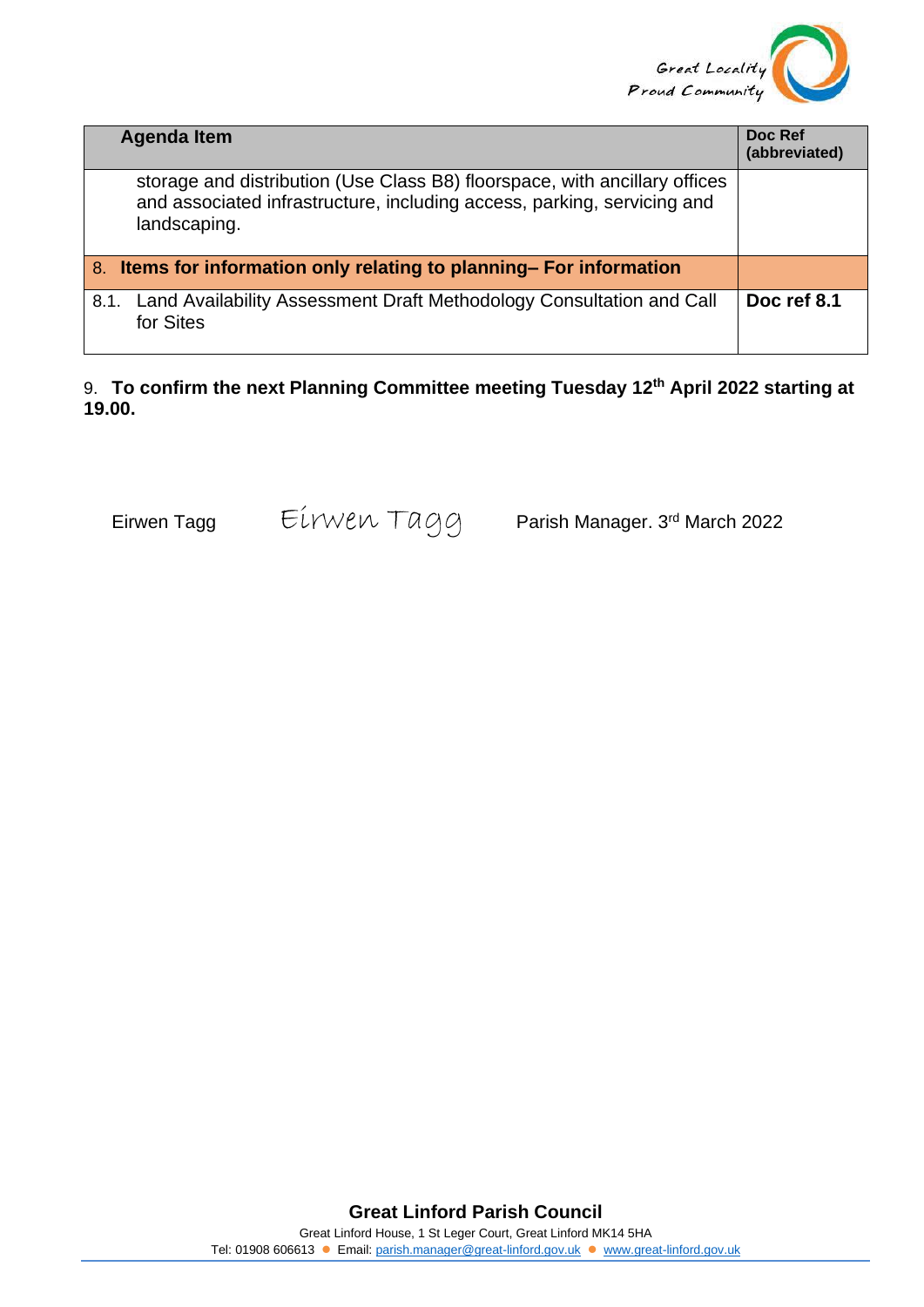| Agenda Item | Doc Ref (abbreviated) |
| --- | --- |
| storage and distribution (Use Class B8) floorspace, with ancillary offices and associated infrastructure, including access, parking, servicing and landscaping. | |
| 8. **Items for information only relating to planning– For information** | |
| 8.1. Land Availability Assessment Draft Methodology Consultation and Call for Sites | **Doc ref 8.1** |

9. **To confirm the next Planning Committee meeting Tuesday 12th April 2022 starting at 19.00.**

Eirwen Tagg Eirwen Tagg Parish Manager. 3rd March 2022